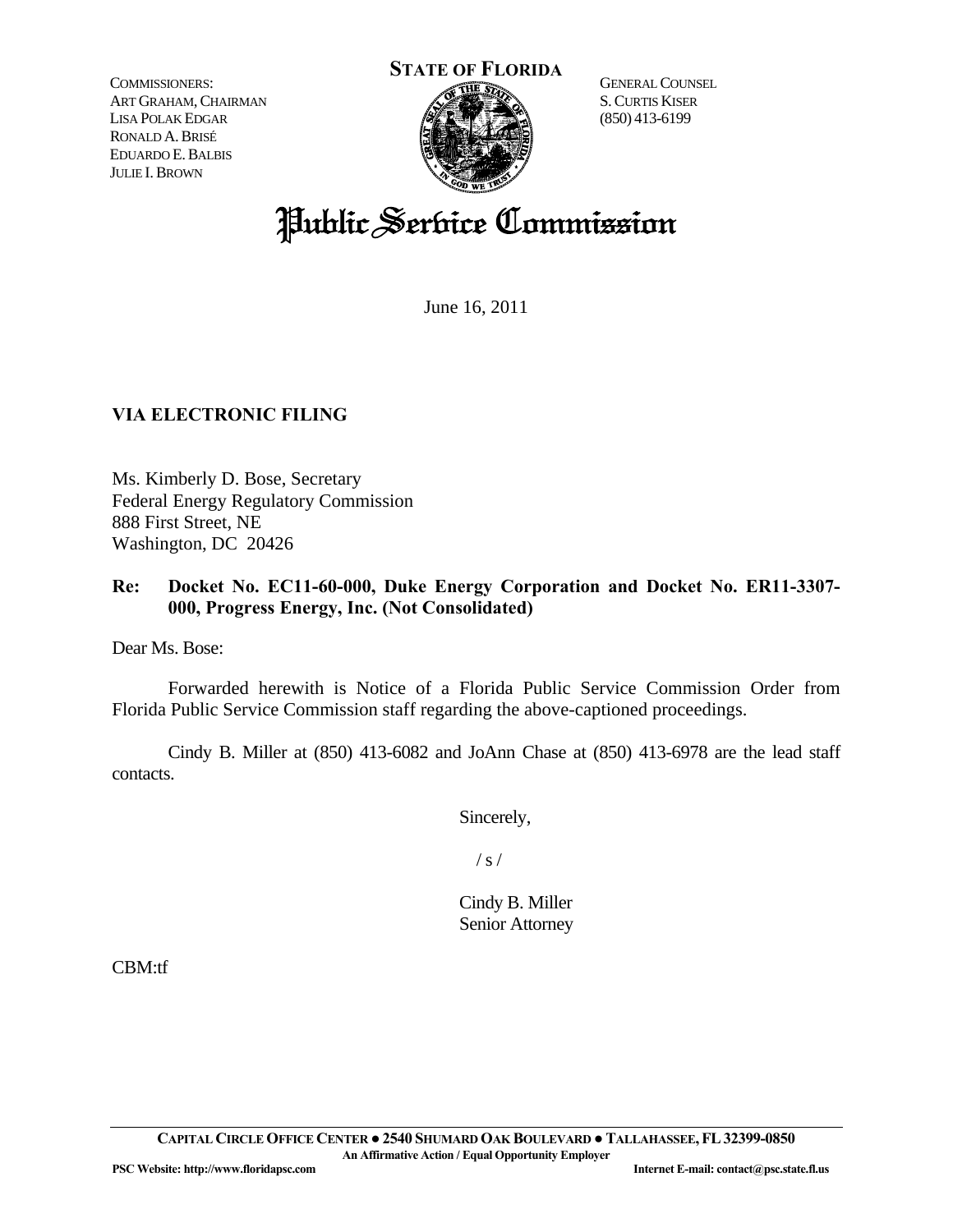COMMISSIONERS:
ART GRAHAM, CHAIRMAN
LISA POLAK EDGAR
RONALD A. BRISÉ
EDUARDO E. BALBIS
JULIE I. BROWN

**STATE OF FLORIDA**

GENERAL COUNSEL
S. CURTIS KISER
(850) 413-6199

# Public Service Commission

June 16, 2011

**VIA ELECTRONIC FILING**

Ms. Kimberly D. Bose, Secretary
Federal Energy Regulatory Commission
888 First Street, NE
Washington, DC 20426

**Re: Docket No. EC11-60-000, Duke Energy Corporation and Docket No. ER11-3307-000, Progress Energy, Inc. (Not Consolidated)**

Dear Ms. Bose:

Forwarded herewith is Notice of a Florida Public Service Commission Order from Florida Public Service Commission staff regarding the above-captioned proceedings.

Cindy B. Miller at (850) 413-6082 and JoAnn Chase at (850) 413-6978 are the lead staff contacts.

Sincerely,

/ s /

Cindy B. Miller
Senior Attorney

CBM:tf

**CAPITAL CIRCLE OFFICE CENTER ● 2540 SHUMARD OAK BOULEVARD ● TALLAHASSEE, FL 32399-0850**
**An Affirmative Action / Equal Opportunity Employer**
**PSC Website: http://www.floridapsc.com** **Internet E-mail: contact@psc.state.fl.us**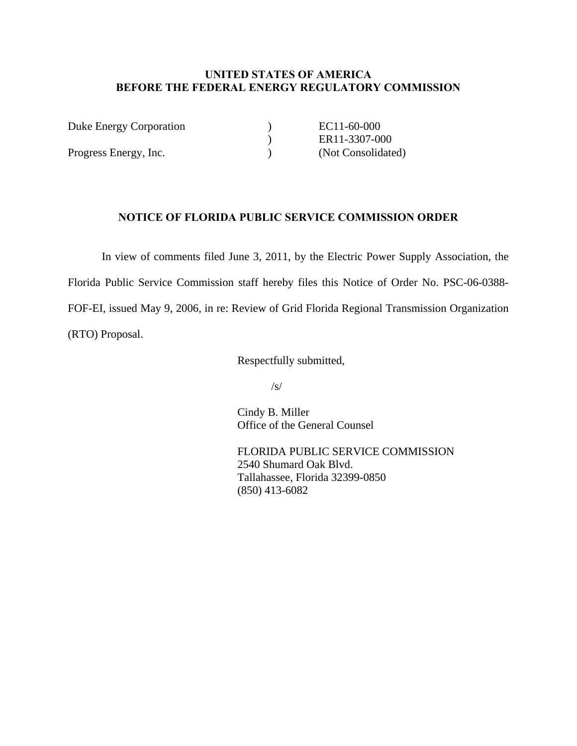**UNITED STATES OF AMERICA**
**BEFORE THE FEDERAL ENERGY REGULATORY COMMISSION**

| | | |
|---|---|---|
| Duke Energy Corporation | ) | EC11-60-000 |
| | ) | ER11-3307-000 |
| Progress Energy, Inc. | ) | (Not Consolidated) |

**NOTICE OF FLORIDA PUBLIC SERVICE COMMISSION ORDER**

In view of comments filed June 3, 2011, by the Electric Power Supply Association, the Florida Public Service Commission staff hereby files this Notice of Order No. PSC-06-0388-FOF-EI, issued May 9, 2006, in re: Review of Grid Florida Regional Transmission Organization (RTO) Proposal.

Respectfully submitted,

/s/

Cindy B. Miller
Office of the General Counsel

FLORIDA PUBLIC SERVICE COMMISSION
2540 Shumard Oak Blvd.
Tallahassee, Florida 32399-0850
(850) 413-6082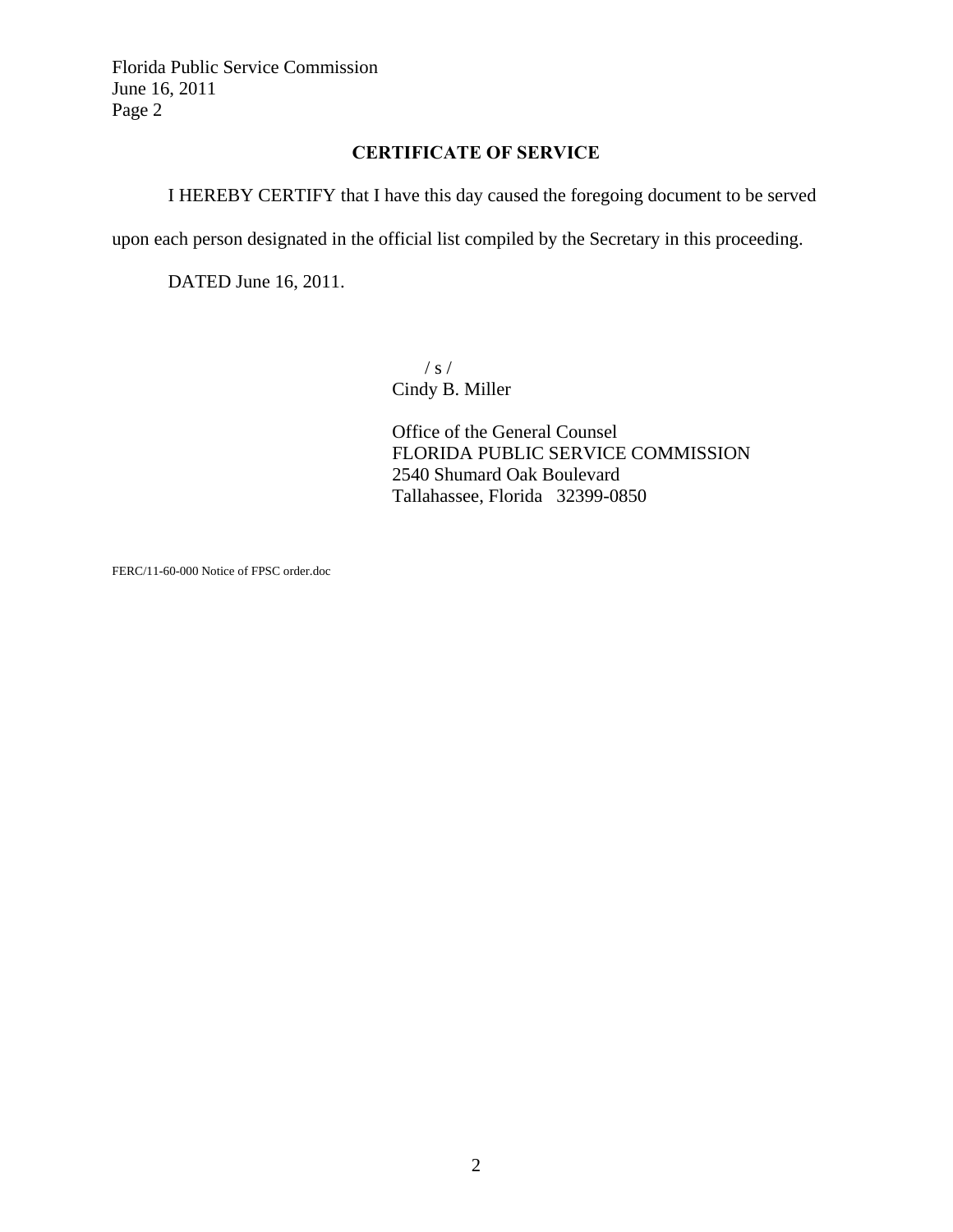## CERTIFICATE OF SERVICE

I HEREBY CERTIFY that I have this day caused the foregoing document to be served upon each person designated in the official list compiled by the Secretary in this proceeding.

DATED June 16, 2011.

/ s /  
Cindy B. Miller

Office of the General Counsel  
FLORIDA PUBLIC SERVICE COMMISSION  
2540 Shumard Oak Boulevard  
Tallahassee, Florida 32399-0850

FERC/11-60-000 Notice of FPSC order.doc